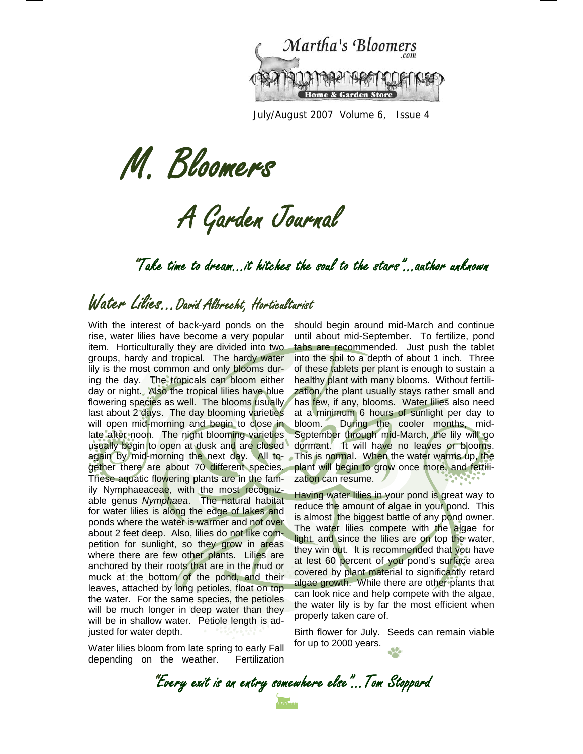Martha's Bloomers.com

Home & Garden Store

July/August 2007 Volume 6, Issue 4

# M. Bloomers

# A Garden Journal

"Take time to dream...it hitches the soul to the stars"...author unknown

## Water Lilies...David Albrecht, Horticulturist

With the interest of back-yard ponds on the rise, water lilies have become a very popular item. Horticulturally they are divided into two groups, hardy and tropical. The hardy water lily is the most common and only blooms during the day. The tropicals can bloom either day or night. Also the tropical lilies have blue flowering species as well. The blooms usually last about 2 days. The day blooming varieties will open mid-morning and begin to close in late after noon. The night blooming varieties usually begin to open at dusk and are closed again by mid-morning the next day. All together there are about 70 different species. These aquatic flowering plants are in the family Nymphaeaceae, with the most recognizable genus *Nymphaea*. The natural habitat for water lilies is along the edge of lakes and ponds where the water is warmer and not over about 2 feet deep. Also, lilies do not like competition for sunlight, so they grow in areas where there are few other plants. Lilies are anchored by their roots that are in the mud or muck at the bottom of the pond, and their leaves, attached by long petioles, float on top the water. For the same species, the petioles will be much longer in deep water than they will be in shallow water. Petiole length is adjusted for water depth.

Water lilies bloom from late spring to early Fall depending on the weather. Fertilization should begin around mid-March and continue until about mid-September. To fertilize, pond tabs are recommended. Just push the tablet into the soil to a depth of about 1 inch. Three of these tablets per plant is enough to sustain a healthy plant with many blooms. Without fertilization, the plant usually stays rather small and has few, if any, blooms. Water lilies also need at a minimum 6 hours of sunlight per day to bloom. During the cooler months, mid-September through mid-March, the lily will go dormant. It will have no leaves or blooms. This is normal. When the water warms up, the plant will begin to grow once more, and fertilization can resume.

Having water lilies in your pond is great way to reduce the amount of algae in your pond. This is almost the biggest battle of any pond owner. The water lilies compete with the algae for light, and since the lilies are on top the water, they win out. It is recommended that you have at lest 60 percent of you pond's surface area covered by plant material to significantly retard algae growth. While there are other plants that can look nice and help compete with the algae, the water lily is by far the most efficient when properly taken care of.

Birth flower for July. Seeds can remain viable for up to 2000 years.

"Every exit is an entry somewhere else"...Tom Stoppard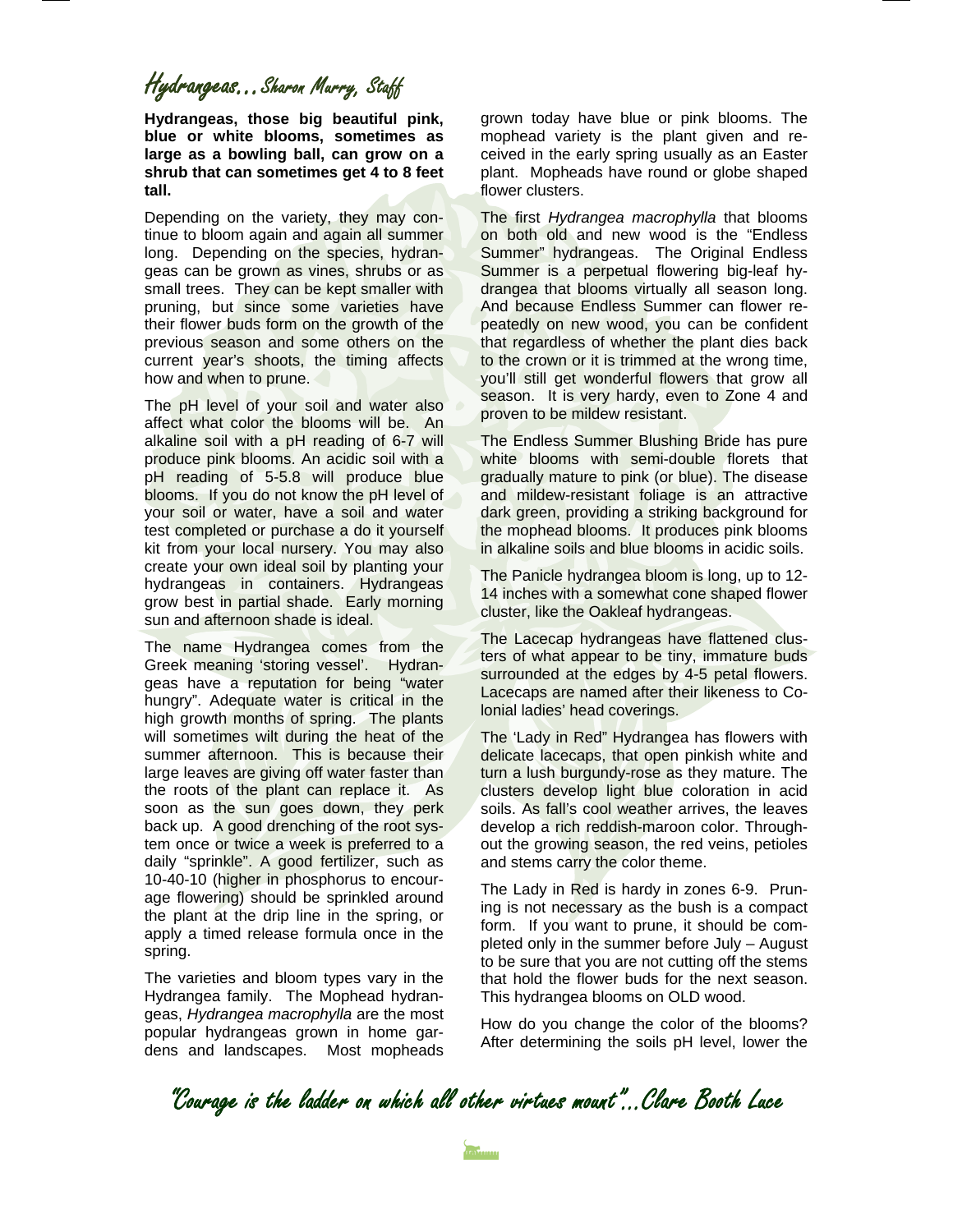# Hydrangeas…Sharon Murry, Staff

**Hydrangeas, those big beautiful pink, blue or white blooms, sometimes as large as a bowling ball, can grow on a shrub that can sometimes get 4 to 8 feet tall.**

Depending on the variety, they may continue to bloom again and again all summer long. Depending on the species, hydrangeas can be grown as vines, shrubs or as small trees. They can be kept smaller with pruning, but since some varieties have their flower buds form on the growth of the previous season and some others on the current year's shoots, the timing affects how and when to prune.

The pH level of your soil and water also affect what color the blooms will be. An alkaline soil with a pH reading of 6-7 will produce pink blooms. An acidic soil with a pH reading of 5-5.8 will produce blue blooms. If you do not know the pH level of your soil or water, have a soil and water test completed or purchase a do it yourself kit from your local nursery. You may also create your own ideal soil by planting your hydrangeas in containers. Hydrangeas grow best in partial shade. Early morning sun and afternoon shade is ideal.

The name Hydrangea comes from the Greek meaning 'storing vessel'. Hydrangeas have a reputation for being "water hungry". Adequate water is critical in the high growth months of spring. The plants will sometimes wilt during the heat of the summer afternoon. This is because their large leaves are giving off water faster than the roots of the plant can replace it. As soon as the sun goes down, they perk back up. A good drenching of the root system once or twice a week is preferred to a daily "sprinkle". A good fertilizer, such as 10-40-10 (higher in phosphorus to encourage flowering) should be sprinkled around the plant at the drip line in the spring, or apply a timed release formula once in the spring.

The varieties and bloom types vary in the Hydrangea family. The Mophead hydrangeas, *Hydrangea macrophylla* are the most popular hydrangeas grown in home gardens and landscapes. Most mopheads grown today have blue or pink blooms. The mophead variety is the plant given and received in the early spring usually as an Easter plant. Mopheads have round or globe shaped flower clusters.

The first *Hydrangea macrophylla* that blooms on both old and new wood is the "Endless Summer" hydrangeas. The Original Endless Summer is a perpetual flowering big-leaf hydrangea that blooms virtually all season long. And because Endless Summer can flower repeatedly on new wood, you can be confident that regardless of whether the plant dies back to the crown or it is trimmed at the wrong time, you'll still get wonderful flowers that grow all season. It is very hardy, even to Zone 4 and proven to be mildew resistant.

The Endless Summer Blushing Bride has pure white blooms with semi-double florets that gradually mature to pink (or blue). The disease and mildew-resistant foliage is an attractive dark green, providing a striking background for the mophead blooms. It produces pink blooms in alkaline soils and blue blooms in acidic soils.

The Panicle hydrangea bloom is long, up to 12-14 inches with a somewhat cone shaped flower cluster, like the Oakleaf hydrangeas.

The Lacecap hydrangeas have flattened clusters of what appear to be tiny, immature buds surrounded at the edges by 4-5 petal flowers. Lacecaps are named after their likeness to Colonial ladies' head coverings.

The 'Lady in Red" Hydrangea has flowers with delicate lacecaps, that open pinkish white and turn a lush burgundy-rose as they mature. The clusters develop light blue coloration in acid soils. As fall's cool weather arrives, the leaves develop a rich reddish-maroon color. Throughout the growing season, the red veins, petioles and stems carry the color theme.

The Lady in Red is hardy in zones 6-9. Pruning is not necessary as the bush is a compact form. If you want to prune, it should be completed only in the summer before July – August to be sure that you are not cutting off the stems that hold the flower buds for the next season. This hydrangea blooms on OLD wood.

How do you change the color of the blooms? After determining the soils pH level, lower the

"Courage is the ladder on which all other virtues mount"…Clare Booth Luce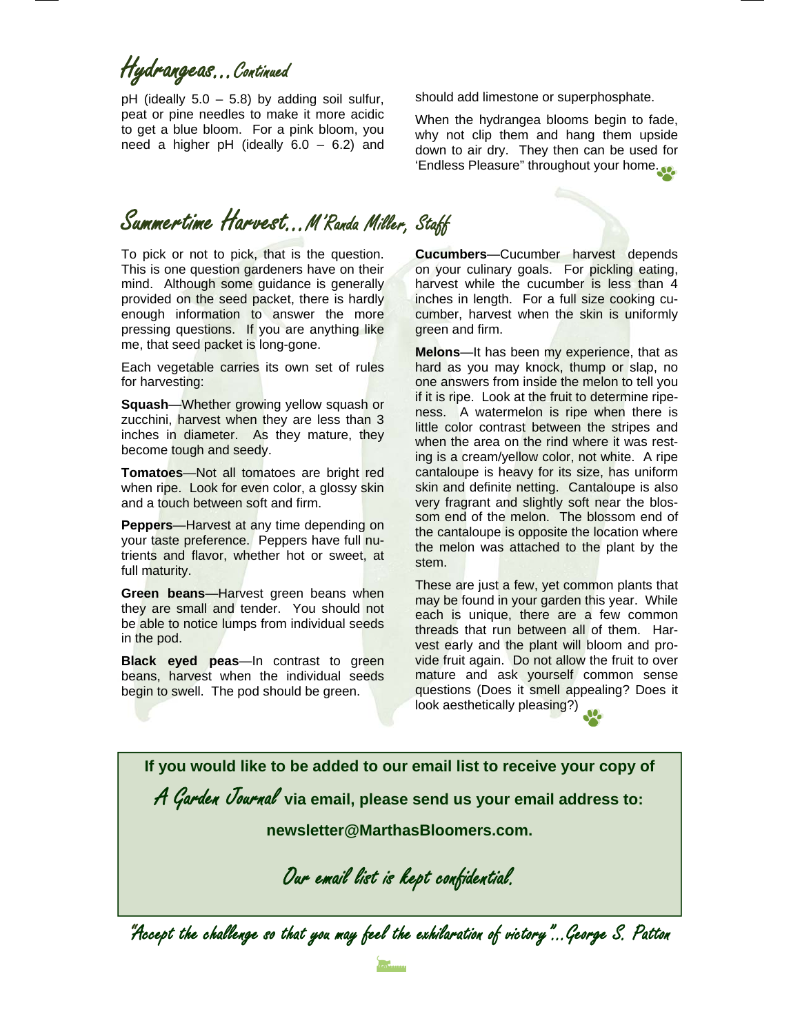## Hydrangeas…Continued

pH (ideally 5.0 – 5.8) by adding soil sulfur, peat or pine needles to make it more acidic to get a blue bloom. For a pink bloom, you need a higher pH (ideally 6.0 – 6.2) and should add limestone or superphosphate.

When the hydrangea blooms begin to fade, why not clip them and hang them upside down to air dry. They then can be used for 'Endless Pleasure" throughout your home.

## Summertime Harvest…M'Randa Miller, Staff

To pick or not to pick, that is the question. This is one question gardeners have on their mind. Although some guidance is generally provided on the seed packet, there is hardly enough information to answer the more pressing questions. If you are anything like me, that seed packet is long-gone.

Each vegetable carries its own set of rules for harvesting:

**Squash**—Whether growing yellow squash or zucchini, harvest when they are less than 3 inches in diameter. As they mature, they become tough and seedy.

**Tomatoes**—Not all tomatoes are bright red when ripe. Look for even color, a glossy skin and a touch between soft and firm.

**Peppers**—Harvest at any time depending on your taste preference. Peppers have full nutrients and flavor, whether hot or sweet, at full maturity.

**Green beans**—Harvest green beans when they are small and tender. You should not be able to notice lumps from individual seeds in the pod.

**Black eyed peas**—In contrast to green beans, harvest when the individual seeds begin to swell. The pod should be green.

**Cucumbers**—Cucumber harvest depends on your culinary goals. For pickling eating, harvest while the cucumber is less than 4 inches in length. For a full size cooking cucumber, harvest when the skin is uniformly green and firm.

**Melons**—It has been my experience, that as hard as you may knock, thump or slap, no one answers from inside the melon to tell you if it is ripe. Look at the fruit to determine ripeness. A watermelon is ripe when there is little color contrast between the stripes and when the area on the rind where it was resting is a cream/yellow color, not white. A ripe cantaloupe is heavy for its size, has uniform skin and definite netting. Cantaloupe is also very fragrant and slightly soft near the blossom end of the melon. The blossom end of the cantaloupe is opposite the location where the melon was attached to the plant by the stem.

These are just a few, yet common plants that may be found in your garden this year. While each is unique, there are a few common threads that run between all of them. Harvest early and the plant will bloom and provide fruit again. Do not allow the fruit to over mature and ask yourself common sense questions (Does it smell appealing? Does it look aesthetically pleasing?)

---

**If you would like to be added to our email list to receive your copy of *A Garden Journal* via email, please send us your email address to:**

**newsletter@MarthasBloomers.com.**

*Our email list is kept confidential.*

---

*"Accept the challenge so that you may feel the exhilaration of victory"…George S. Patton*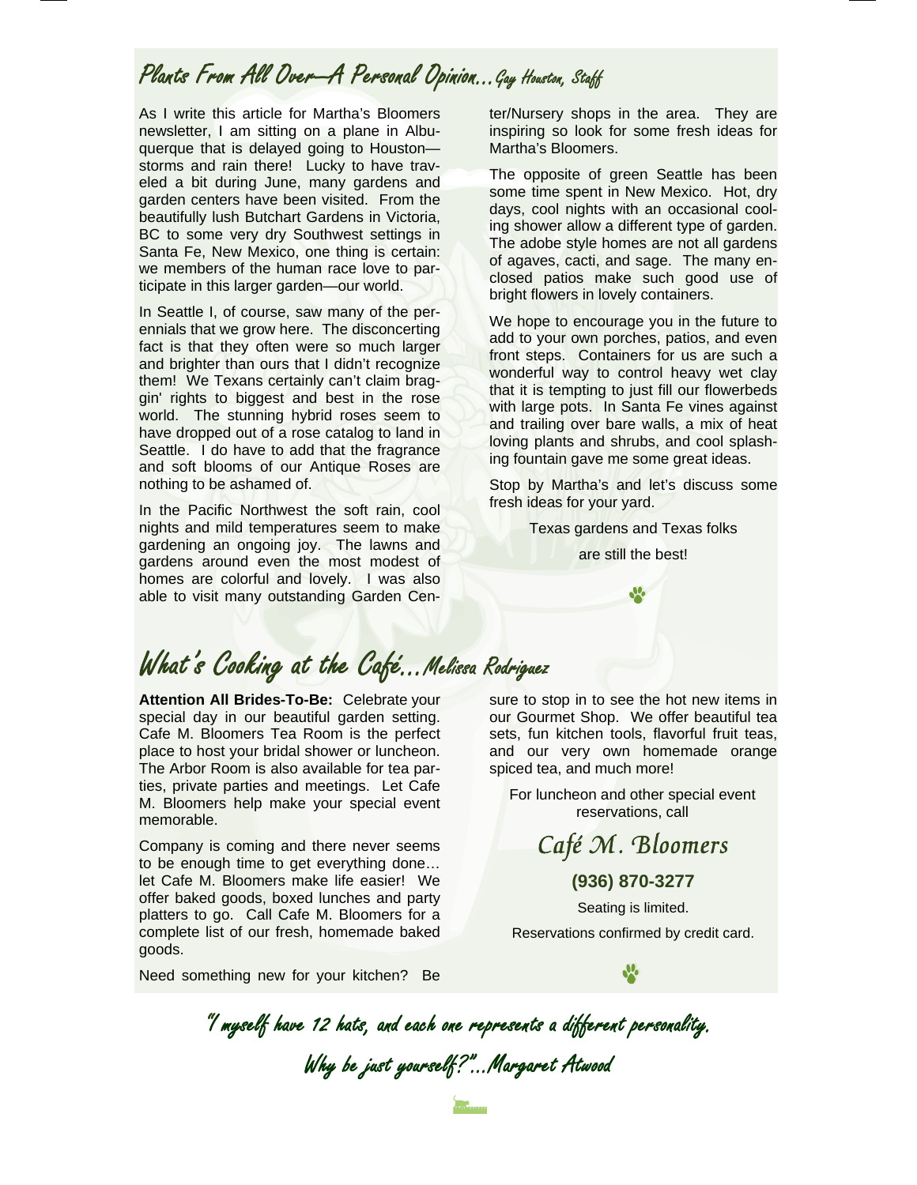## Plants From All Over—A Personal Opinion…*Gay Houston, Staff*

As I write this article for Martha's Bloomers newsletter, I am sitting on a plane in Albuquerque that is delayed going to Houston—storms and rain there! Lucky to have traveled a bit during June, many gardens and garden centers have been visited. From the beautifully lush Butchart Gardens in Victoria, BC to some very dry Southwest settings in Santa Fe, New Mexico, one thing is certain: we members of the human race love to participate in this larger garden—our world.

In Seattle I, of course, saw many of the perennials that we grow here. The disconcerting fact is that they often were so much larger and brighter than ours that I didn't recognize them! We Texans certainly can't claim braggin' rights to biggest and best in the rose world. The stunning hybrid roses seem to have dropped out of a rose catalog to land in Seattle. I do have to add that the fragrance and soft blooms of our Antique Roses are nothing to be ashamed of.

In the Pacific Northwest the soft rain, cool nights and mild temperatures seem to make gardening an ongoing joy. The lawns and gardens around even the most modest of homes are colorful and lovely. I was also able to visit many outstanding Garden Center/Nursery shops in the area. They are inspiring so look for some fresh ideas for Martha's Bloomers.

The opposite of green Seattle has been some time spent in New Mexico. Hot, dry days, cool nights with an occasional cooling shower allow a different type of garden. The adobe style homes are not all gardens of agaves, cacti, and sage. The many enclosed patios make such good use of bright flowers in lovely containers.

We hope to encourage you in the future to add to your own porches, patios, and even front steps. Containers for us are such a wonderful way to control heavy wet clay that it is tempting to just fill our flowerbeds with large pots. In Santa Fe vines against and trailing over bare walls, a mix of heat loving plants and shrubs, and cool splashing fountain gave me some great ideas.

Stop by Martha's and let's discuss some fresh ideas for your yard.

Texas gardens and Texas folks

are still the best!

## What's Cooking at the Café…*Melissa Rodriguez*

**Attention All Brides-To-Be:** Celebrate your special day in our beautiful garden setting. Cafe M. Bloomers Tea Room is the perfect place to host your bridal shower or luncheon. The Arbor Room is also available for tea parties, private parties and meetings. Let Cafe M. Bloomers help make your special event memorable.

Company is coming and there never seems to be enough time to get everything done… let Cafe M. Bloomers make life easier! We offer baked goods, boxed lunches and party platters to go. Call Cafe M. Bloomers for a complete list of our fresh, homemade baked goods.

Need something new for your kitchen? Be sure to stop in to see the hot new items in our Gourmet Shop. We offer beautiful tea sets, fun kitchen tools, flavorful fruit teas, and our very own homemade orange spiced tea, and much more!

For luncheon and other special event reservations, call

*Café M. Bloomers*

**(936) 870-3277**

Seating is limited.

Reservations confirmed by credit card.

*"I myself have 12 hats, and each one represents a different personality. Why be just yourself?"…Margaret Atwood*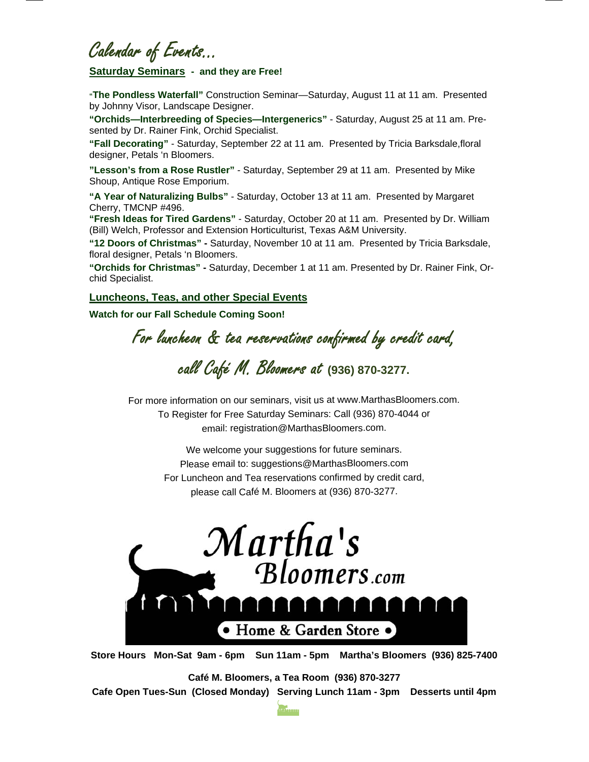# Calendar of Events...

## Saturday Seminars - and they are Free!

**"The Pondless Waterfall"** Construction Seminar—Saturday, August 11 at 11 am. Presented by Johnny Visor, Landscape Designer.

**"Orchids—Interbreeding of Species—Intergenerics"** - Saturday, August 25 at 11 am. Presented by Dr. Rainer Fink, Orchid Specialist.

**"Fall Decorating"** - Saturday, September 22 at 11 am. Presented by Tricia Barksdale,floral designer, Petals 'n Bloomers.

**"Lesson's from a Rose Rustler"** - Saturday, September 29 at 11 am. Presented by Mike Shoup, Antique Rose Emporium.

**"A Year of Naturalizing Bulbs"** - Saturday, October 13 at 11 am. Presented by Margaret Cherry, TMCNP #496.

**"Fresh Ideas for Tired Gardens"** - Saturday, October 20 at 11 am. Presented by Dr. William (Bill) Welch, Professor and Extension Horticulturist, Texas A&M University.

**"12 Doors of Christmas" -** Saturday, November 10 at 11 am. Presented by Tricia Barksdale, floral designer, Petals 'n Bloomers.

**"Orchids for Christmas" -** Saturday, December 1 at 11 am. Presented by Dr. Rainer Fink, Orchid Specialist.

## Luncheons, Teas, and other Special Events

**Watch for our Fall Schedule Coming Soon!**

*For luncheon & tea reservations confirmed by credit card,*

*call Café M. Bloomers at* **(936) 870-3277.**

For more information on our seminars, visit us at www.MarthasBloomers.com.
To Register for Free Saturday Seminars: Call (936) 870-4044 or
email: registration@MarthasBloomers.com.

We welcome your suggestions for future seminars.
Please email to: suggestions@MarthasBloomers.com
For Luncheon and Tea reservations confirmed by credit card,
please call Café M. Bloomers at (936) 870-3277.

Martha's Bloomers.com
• Home & Garden Store •

**Store Hours Mon-Sat 9am - 6pm Sun 11am - 5pm Martha's Bloomers (936) 825-7400**

**Café M. Bloomers, a Tea Room (936) 870-3277**
**Cafe Open Tues-Sun (Closed Monday) Serving Lunch 11am - 3pm Desserts until 4pm**